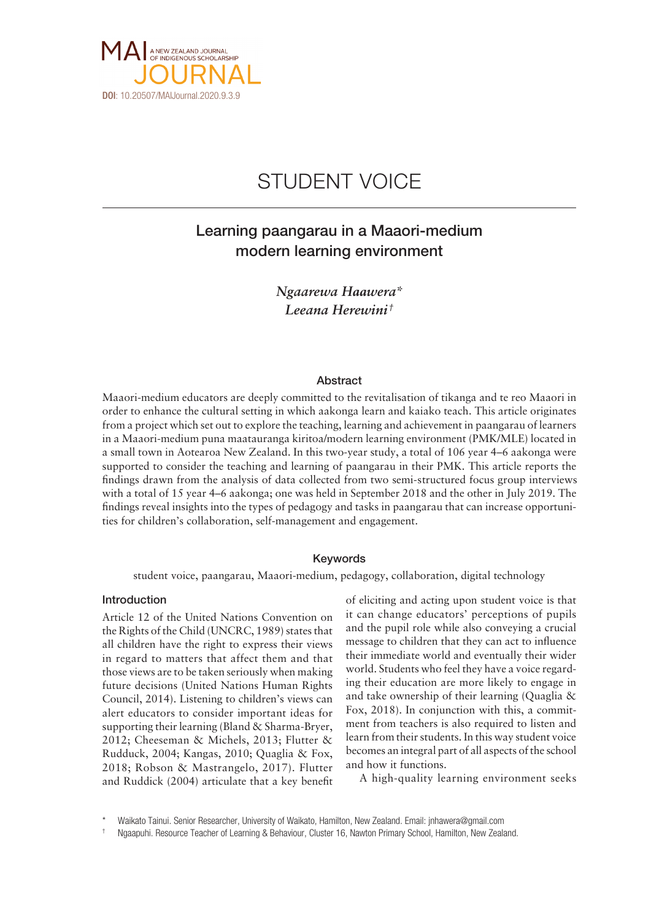MAI JOURNAL — A NEW ZEALAND JOURNAL OF INDIGENOUS SCHOLARSHIP

**DOI**: 10.20507/MAIJournal.2020.9.3.9

# STUDENT VOICE

## Learning paangarau in a Maaori-medium modern learning environment

*Ngaarewa Haawera\**
*Leeana Herewini†*

### Abstract

Maaori-medium educators are deeply committed to the revitalisation of tikanga and te reo Maaori in order to enhance the cultural setting in which aakonga learn and kaiako teach. This article originates from a project which set out to explore the teaching, learning and achievement in paangarau of learners in a Maaori-medium puna maatauranga kiritoa/modern learning environment (PMK/MLE) located in a small town in Aotearoa New Zealand. In this two-year study, a total of 106 year 4–6 aakonga were supported to consider the teaching and learning of paangarau in their PMK. This article reports the findings drawn from the analysis of data collected from two semi-structured focus group interviews with a total of 15 year 4–6 aakonga; one was held in September 2018 and the other in July 2019. The findings reveal insights into the types of pedagogy and tasks in paangarau that can increase opportunities for children's collaboration, self-management and engagement.

### Keywords

student voice, paangarau, Maaori-medium, pedagogy, collaboration, digital technology

### Introduction

Article 12 of the United Nations Convention on the Rights of the Child (UNCRC, 1989) states that all children have the right to express their views in regard to matters that affect them and that those views are to be taken seriously when making future decisions (United Nations Human Rights Council, 2014). Listening to children's views can alert educators to consider important ideas for supporting their learning (Bland & Sharma-Bryer, 2012; Cheeseman & Michels, 2013; Flutter & Rudduck, 2004; Kangas, 2010; Quaglia & Fox, 2018; Robson & Mastrangelo, 2017). Flutter and Ruddick (2004) articulate that a key benefit of eliciting and acting upon student voice is that it can change educators' perceptions of pupils and the pupil role while also conveying a crucial message to children that they can act to influence their immediate world and eventually their wider world. Students who feel they have a voice regarding their education are more likely to engage in and take ownership of their learning (Quaglia & Fox, 2018). In conjunction with this, a commitment from teachers is also required to listen and learn from their students. In this way student voice becomes an integral part of all aspects of the school and how it functions.

A high-quality learning environment seeks

\* Waikato Tainui. Senior Researcher, University of Waikato, Hamilton, New Zealand. Email: jnhawera@gmail.com

† Ngaapuhi. Resource Teacher of Learning & Behaviour, Cluster 16, Nawton Primary School, Hamilton, New Zealand.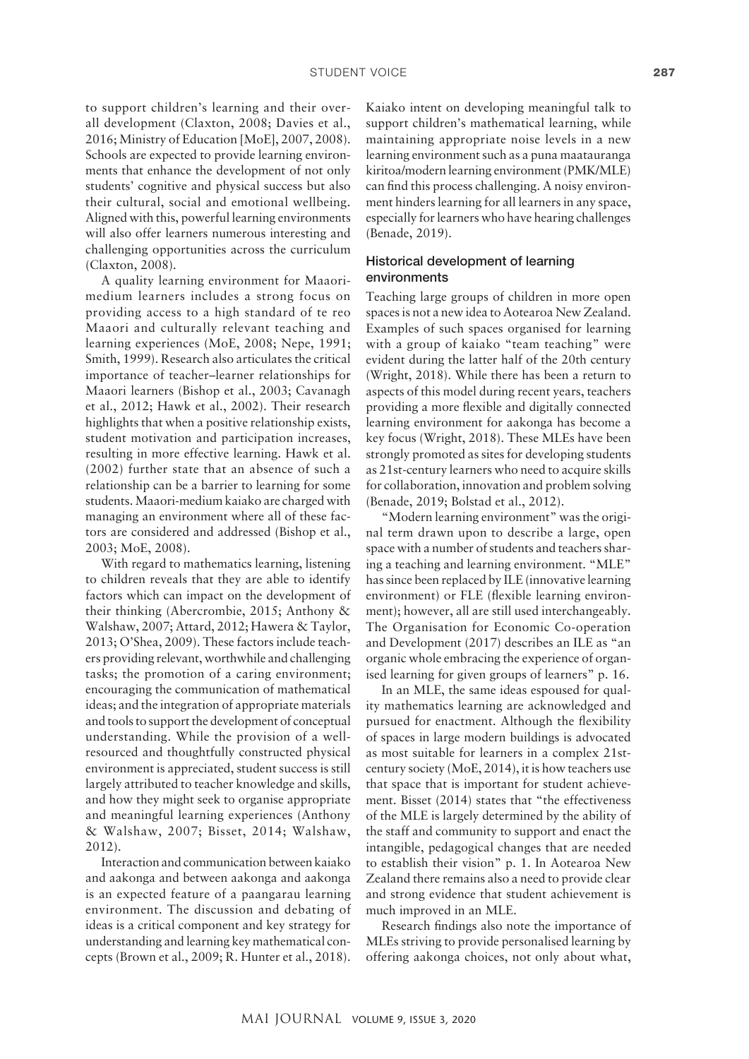to support children's learning and their overall development (Claxton, 2008; Davies et al., 2016; Ministry of Education [MoE], 2007, 2008). Schools are expected to provide learning environments that enhance the development of not only students' cognitive and physical success but also their cultural, social and emotional wellbeing. Aligned with this, powerful learning environments will also offer learners numerous interesting and challenging opportunities across the curriculum (Claxton, 2008).

A quality learning environment for Maaori-medium learners includes a strong focus on providing access to a high standard of te reo Maaori and culturally relevant teaching and learning experiences (MoE, 2008; Nepe, 1991; Smith, 1999). Research also articulates the critical importance of teacher–learner relationships for Maaori learners (Bishop et al., 2003; Cavanagh et al., 2012; Hawk et al., 2002). Their research highlights that when a positive relationship exists, student motivation and participation increases, resulting in more effective learning. Hawk et al. (2002) further state that an absence of such a relationship can be a barrier to learning for some students. Maaori-medium kaiako are charged with managing an environment where all of these factors are considered and addressed (Bishop et al., 2003; MoE, 2008).

With regard to mathematics learning, listening to children reveals that they are able to identify factors which can impact on the development of their thinking (Abercrombie, 2015; Anthony & Walshaw, 2007; Attard, 2012; Hawera & Taylor, 2013; O'Shea, 2009). These factors include teachers providing relevant, worthwhile and challenging tasks; the promotion of a caring environment; encouraging the communication of mathematical ideas; and the integration of appropriate materials and tools to support the development of conceptual understanding. While the provision of a well-resourced and thoughtfully constructed physical environment is appreciated, student success is still largely attributed to teacher knowledge and skills, and how they might seek to organise appropriate and meaningful learning experiences (Anthony & Walshaw, 2007; Bisset, 2014; Walshaw, 2012).

Interaction and communication between kaiako and aakonga and between aakonga and aakonga is an expected feature of a paangarau learning environment. The discussion and debating of ideas is a critical component and key strategy for understanding and learning key mathematical concepts (Brown et al., 2009; R. Hunter et al., 2018). Kaiako intent on developing meaningful talk to support children's mathematical learning, while maintaining appropriate noise levels in a new learning environment such as a puna maatauranga kiritoa/modern learning environment (PMK/MLE) can find this process challenging. A noisy environment hinders learning for all learners in any space, especially for learners who have hearing challenges (Benade, 2019).

### Historical development of learning environments

Teaching large groups of children in more open spaces is not a new idea to Aotearoa New Zealand. Examples of such spaces organised for learning with a group of kaiako "team teaching" were evident during the latter half of the 20th century (Wright, 2018). While there has been a return to aspects of this model during recent years, teachers providing a more flexible and digitally connected learning environment for aakonga has become a key focus (Wright, 2018). These MLEs have been strongly promoted as sites for developing students as 21st-century learners who need to acquire skills for collaboration, innovation and problem solving (Benade, 2019; Bolstad et al., 2012).

"Modern learning environment" was the original term drawn upon to describe a large, open space with a number of students and teachers sharing a teaching and learning environment. "MLE" has since been replaced by ILE (innovative learning environment) or FLE (flexible learning environment); however, all are still used interchangeably. The Organisation for Economic Co-operation and Development (2017) describes an ILE as "an organic whole embracing the experience of organised learning for given groups of learners" p. 16.

In an MLE, the same ideas espoused for quality mathematics learning are acknowledged and pursued for enactment. Although the flexibility of spaces in large modern buildings is advocated as most suitable for learners in a complex 21st-century society (MoE, 2014), it is how teachers use that space that is important for student achievement. Bisset (2014) states that "the effectiveness of the MLE is largely determined by the ability of the staff and community to support and enact the intangible, pedagogical changes that are needed to establish their vision" p. 1. In Aotearoa New Zealand there remains also a need to provide clear and strong evidence that student achievement is much improved in an MLE.

Research findings also note the importance of MLEs striving to provide personalised learning by offering aakonga choices, not only about what,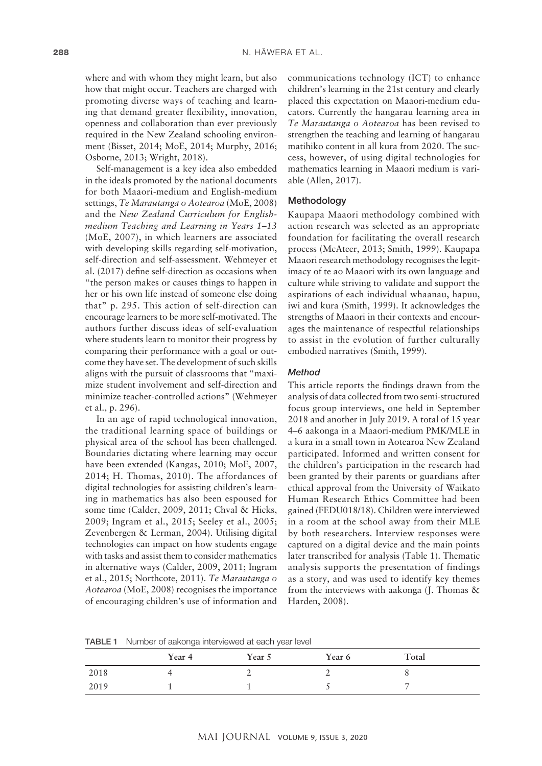where and with whom they might learn, but also how that might occur. Teachers are charged with promoting diverse ways of teaching and learning that demand greater flexibility, innovation, openness and collaboration than ever previously required in the New Zealand schooling environment (Bisset, 2014; MoE, 2014; Murphy, 2016; Osborne, 2013; Wright, 2018).

Self-management is a key idea also embedded in the ideals promoted by the national documents for both Maaori-medium and English-medium settings, *Te Marautanga o Aotearoa* (MoE, 2008) and the *New Zealand Curriculum for English-medium Teaching and Learning in Years 1–13* (MoE, 2007), in which learners are associated with developing skills regarding self-motivation, self-direction and self-assessment. Wehmeyer et al. (2017) define self-direction as occasions when "the person makes or causes things to happen in her or his own life instead of someone else doing that" p. 295. This action of self-direction can encourage learners to be more self-motivated. The authors further discuss ideas of self-evaluation where students learn to monitor their progress by comparing their performance with a goal or outcome they have set. The development of such skills aligns with the pursuit of classrooms that "maximize student involvement and self-direction and minimize teacher-controlled actions" (Wehmeyer et al., p. 296).

In an age of rapid technological innovation, the traditional learning space of buildings or physical area of the school has been challenged. Boundaries dictating where learning may occur have been extended (Kangas, 2010; MoE, 2007, 2014; H. Thomas, 2010). The affordances of digital technologies for assisting children's learning in mathematics has also been espoused for some time (Calder, 2009, 2011; Chval & Hicks, 2009; Ingram et al., 2015; Seeley et al., 2005; Zevenbergen & Lerman, 2004). Utilising digital technologies can impact on how students engage with tasks and assist them to consider mathematics in alternative ways (Calder, 2009, 2011; Ingram et al., 2015; Northcote, 2011). *Te Marautanga o Aotearoa* (MoE, 2008) recognises the importance of encouraging children's use of information and communications technology (ICT) to enhance children's learning in the 21st century and clearly placed this expectation on Maaori-medium educators. Currently the hangarau learning area in *Te Marautanga o Aotearoa* has been revised to strengthen the teaching and learning of hangarau matihiko content in all kura from 2020. The success, however, of using digital technologies for mathematics learning in Maaori medium is variable (Allen, 2017).

## Methodology

Kaupapa Maaori methodology combined with action research was selected as an appropriate foundation for facilitating the overall research process (McAteer, 2013; Smith, 1999). Kaupapa Maaori research methodology recognises the legitimacy of te ao Maaori with its own language and culture while striving to validate and support the aspirations of each individual whaanau, hapuu, iwi and kura (Smith, 1999). It acknowledges the strengths of Maaori in their contexts and encourages the maintenance of respectful relationships to assist in the evolution of further culturally embodied narratives (Smith, 1999).

### *Method*

This article reports the findings drawn from the analysis of data collected from two semi-structured focus group interviews, one held in September 2018 and another in July 2019. A total of 15 year 4–6 aakonga in a Maaori-medium PMK/MLE in a kura in a small town in Aotearoa New Zealand participated. Informed and written consent for the children's participation in the research had been granted by their parents or guardians after ethical approval from the University of Waikato Human Research Ethics Committee had been gained (FEDU018/18). Children were interviewed in a room at the school away from their MLE by both researchers. Interview responses were captured on a digital device and the main points later transcribed for analysis (Table 1). Thematic analysis supports the presentation of findings as a story, and was used to identify key themes from the interviews with aakonga (J. Thomas & Harden, 2008).

**TABLE 1** Number of aakonga interviewed at each year level

| | Year 4 | Year 5 | Year 6 | Total |
|---|---|---|---|---|
| 2018 | 4 | 2 | 2 | 8 |
| 2019 | 1 | 1 | 5 | 7 |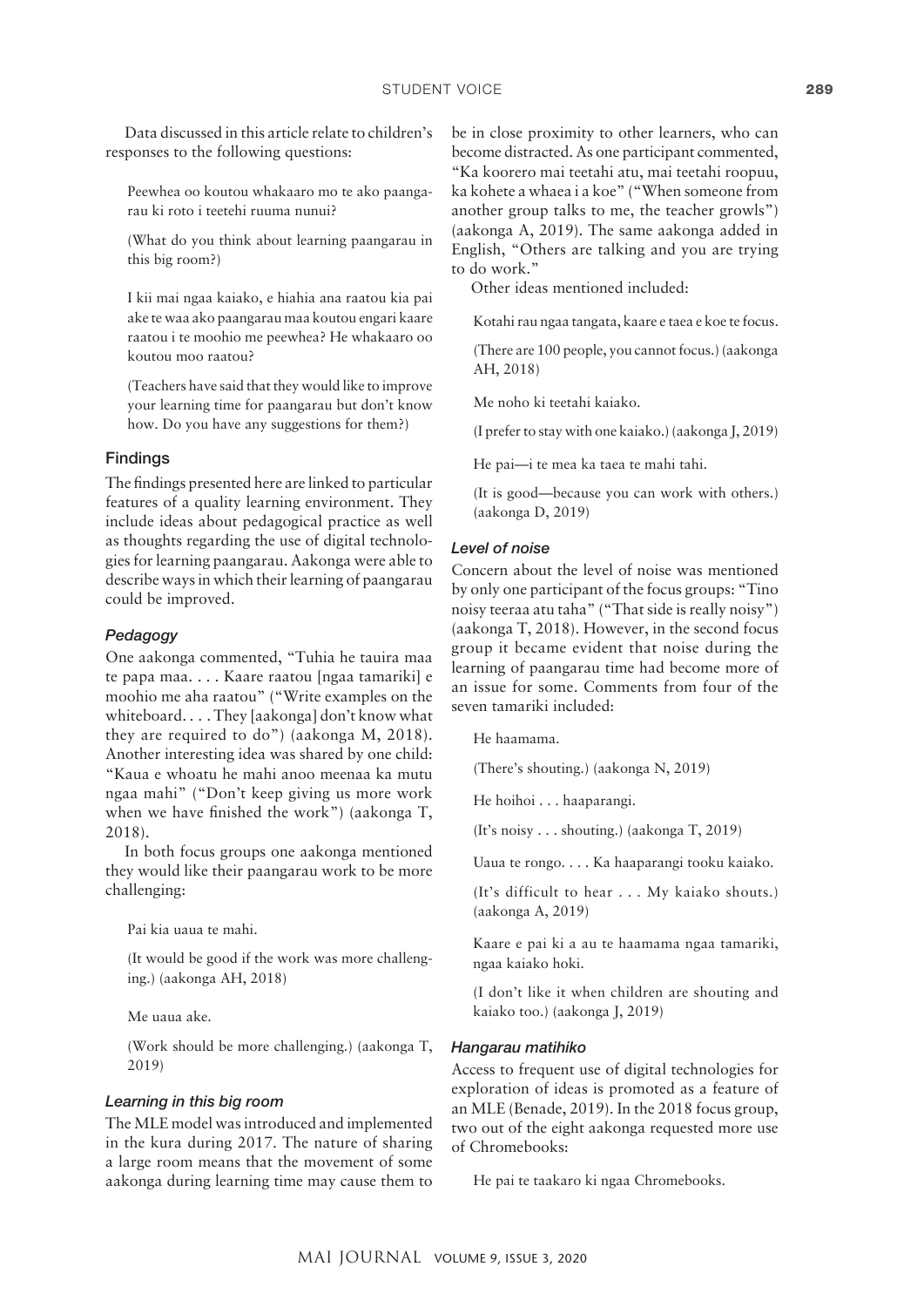Data discussed in this article relate to children's responses to the following questions:

> Peewhea oo koutou whakaaro mo te ako paangarau ki roto i teetehi ruuma nunui?
>
> (What do you think about learning paangarau in this big room?)
>
> I kii mai ngaa kaiako, e hiahia ana raatou kia pai ake te waa ako paangarau maa koutou engari kaare raatou i te moohio me peewhea? He whakaaro oo koutou moo raatou?
>
> (Teachers have said that they would like to improve your learning time for paangarau but don't know how. Do you have any suggestions for them?)

## Findings

The findings presented here are linked to particular features of a quality learning environment. They include ideas about pedagogical practice as well as thoughts regarding the use of digital technologies for learning paangarau. Aakonga were able to describe ways in which their learning of paangarau could be improved.

### *Pedagogy*

One aakonga commented, "Tuhia he tauira maa te papa maa. . . . Kaare raatou [ngaa tamariki] e moohio me aha raatou" ("Write examples on the whiteboard. . . . They [aakonga] don't know what they are required to do") (aakonga M, 2018). Another interesting idea was shared by one child: "Kaua e whoatu he mahi anoo meenaa ka mutu ngaa mahi" ("Don't keep giving us more work when we have finished the work") (aakonga T, 2018).

In both focus groups one aakonga mentioned they would like their paangarau work to be more challenging:

> Pai kia uaua te mahi.
>
> (It would be good if the work was more challenging.) (aakonga AH, 2018)
>
> Me uaua ake.
>
> (Work should be more challenging.) (aakonga T, 2019)

### *Learning in this big room*

The MLE model was introduced and implemented in the kura during 2017. The nature of sharing a large room means that the movement of some aakonga during learning time may cause them to be in close proximity to other learners, who can become distracted. As one participant commented, "Ka koorero mai teetahi atu, mai teetahi roopuu, ka kohete a whaea i a koe" ("When someone from another group talks to me, the teacher growls") (aakonga A, 2019). The same aakonga added in English, "Others are talking and you are trying to do work."

Other ideas mentioned included:

> Kotahi rau ngaa tangata, kaare e taea e koe te focus.
>
> (There are 100 people, you cannot focus.) (aakonga AH, 2018)
>
> Me noho ki teetahi kaiako.
>
> (I prefer to stay with one kaiako.) (aakonga J, 2019)
>
> He pai—i te mea ka taea te mahi tahi.
>
> (It is good—because you can work with others.) (aakonga D, 2019)

### *Level of noise*

Concern about the level of noise was mentioned by only one participant of the focus groups: "Tino noisy teeraa atu taha" ("That side is really noisy") (aakonga T, 2018). However, in the second focus group it became evident that noise during the learning of paangarau time had become more of an issue for some. Comments from four of the seven tamariki included:

> He haamama.
>
> (There's shouting.) (aakonga N, 2019)
>
> He hoihoi . . . haaparangi.
>
> (It's noisy . . . shouting.) (aakonga T, 2019)
>
> Uaua te rongo. . . . Ka haaparangi tooku kaiako.
>
> (It's difficult to hear . . . My kaiako shouts.) (aakonga A, 2019)
>
> Kaare e pai ki a au te haamama ngaa tamariki, ngaa kaiako hoki.
>
> (I don't like it when children are shouting and kaiako too.) (aakonga J, 2019)

### *Hangarau matihiko*

Access to frequent use of digital technologies for exploration of ideas is promoted as a feature of an MLE (Benade, 2019). In the 2018 focus group, two out of the eight aakonga requested more use of Chromebooks:

> He pai te taakaro ki ngaa Chromebooks.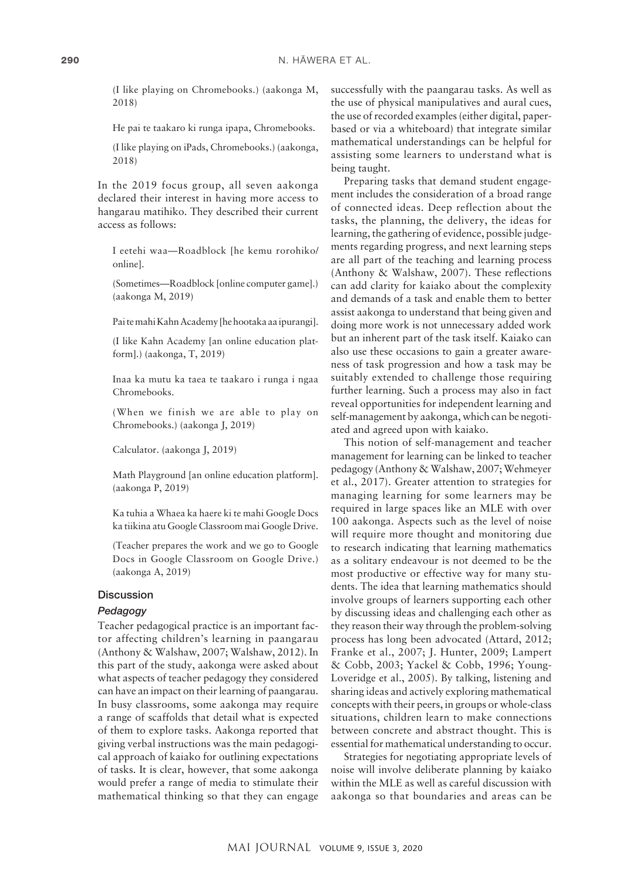(I like playing on Chromebooks.) (aakonga M, 2018)

He pai te taakaro ki runga ipapa, Chromebooks.

(I like playing on iPads, Chromebooks.) (aakonga, 2018)

In the 2019 focus group, all seven aakonga declared their interest in having more access to hangarau matihiko. They described their current access as follows:

I eetehi waa—Roadblock [he kemu rorohiko/online].

(Sometimes—Roadblock [online computer game].) (aakonga M, 2019)

Pai te mahi Kahn Academy [he hootaka aa ipurangi].

(I like Kahn Academy [an online education platform].) (aakonga, T, 2019)

Inaa ka mutu ka taea te taakaro i runga i ngaa Chromebooks.

(When we finish we are able to play on Chromebooks.) (aakonga J, 2019)

Calculator. (aakonga J, 2019)

Math Playground [an online education platform]. (aakonga P, 2019)

Ka tuhia a Whaea ka haere ki te mahi Google Docs ka tiikina atu Google Classroom mai Google Drive.

(Teacher prepares the work and we go to Google Docs in Google Classroom on Google Drive.) (aakonga A, 2019)

## Discussion

### *Pedagogy*

Teacher pedagogical practice is an important factor affecting children's learning in paangarau (Anthony & Walshaw, 2007; Walshaw, 2012). In this part of the study, aakonga were asked about what aspects of teacher pedagogy they considered can have an impact on their learning of paangarau. In busy classrooms, some aakonga may require a range of scaffolds that detail what is expected of them to explore tasks. Aakonga reported that giving verbal instructions was the main pedagogical approach of kaiako for outlining expectations of tasks. It is clear, however, that some aakonga would prefer a range of media to stimulate their mathematical thinking so that they can engage successfully with the paangarau tasks. As well as the use of physical manipulatives and aural cues, the use of recorded examples (either digital, paper-based or via a whiteboard) that integrate similar mathematical understandings can be helpful for assisting some learners to understand what is being taught.

Preparing tasks that demand student engagement includes the consideration of a broad range of connected ideas. Deep reflection about the tasks, the planning, the delivery, the ideas for learning, the gathering of evidence, possible judgements regarding progress, and next learning steps are all part of the teaching and learning process (Anthony & Walshaw, 2007). These reflections can add clarity for kaiako about the complexity and demands of a task and enable them to better assist aakonga to understand that being given and doing more work is not unnecessary added work but an inherent part of the task itself. Kaiako can also use these occasions to gain a greater awareness of task progression and how a task may be suitably extended to challenge those requiring further learning. Such a process may also in fact reveal opportunities for independent learning and self-management by aakonga, which can be negotiated and agreed upon with kaiako.

This notion of self-management and teacher management for learning can be linked to teacher pedagogy (Anthony & Walshaw, 2007; Wehmeyer et al., 2017). Greater attention to strategies for managing learning for some learners may be required in large spaces like an MLE with over 100 aakonga. Aspects such as the level of noise will require more thought and monitoring due to research indicating that learning mathematics as a solitary endeavour is not deemed to be the most productive or effective way for many students. The idea that learning mathematics should involve groups of learners supporting each other by discussing ideas and challenging each other as they reason their way through the problem-solving process has long been advocated (Attard, 2012; Franke et al., 2007; J. Hunter, 2009; Lampert & Cobb, 2003; Yackel & Cobb, 1996; Young-Loveridge et al., 2005). By talking, listening and sharing ideas and actively exploring mathematical concepts with their peers, in groups or whole-class situations, children learn to make connections between concrete and abstract thought. This is essential for mathematical understanding to occur.

Strategies for negotiating appropriate levels of noise will involve deliberate planning by kaiako within the MLE as well as careful discussion with aakonga so that boundaries and areas can be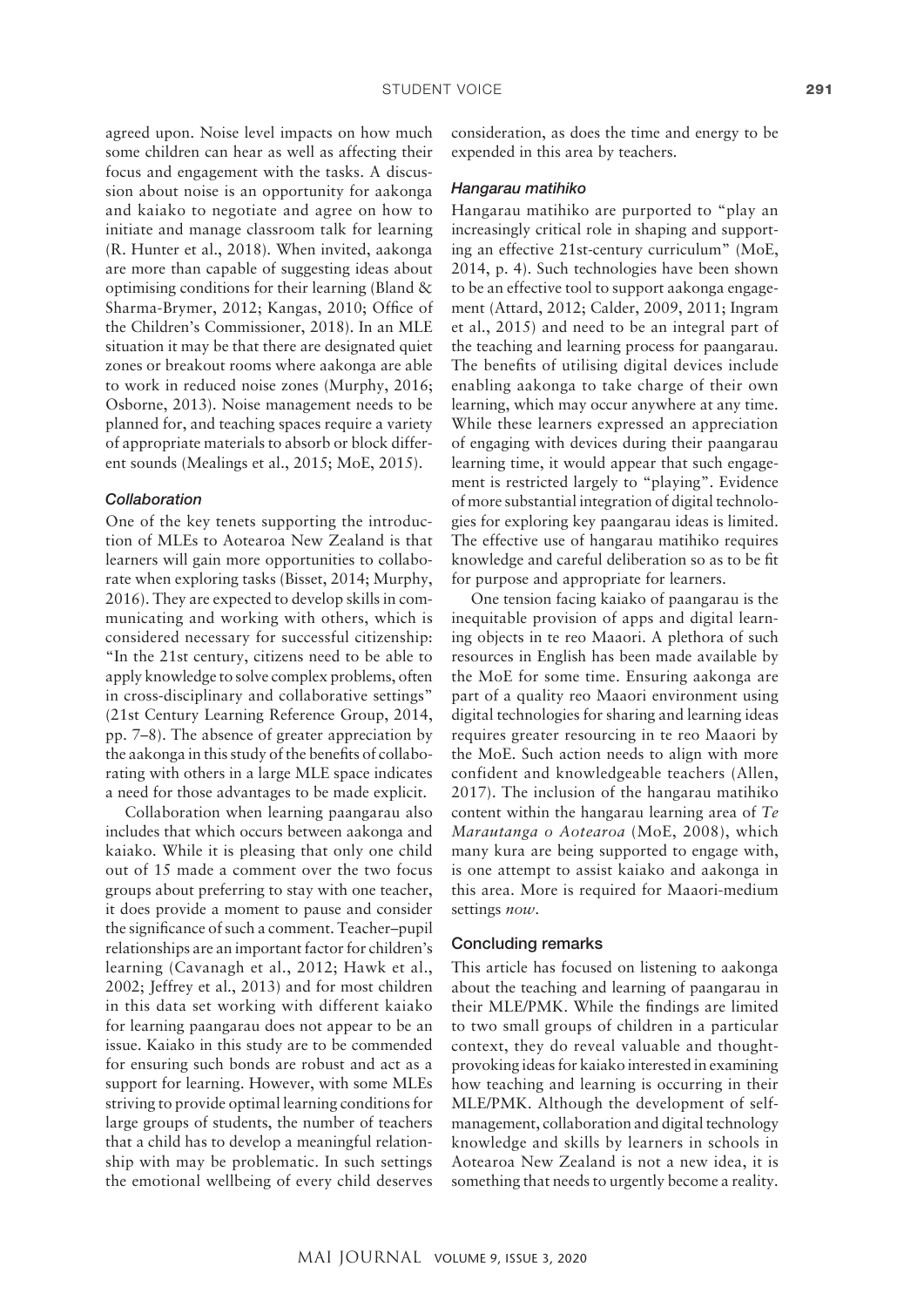agreed upon. Noise level impacts on how much some children can hear as well as affecting their focus and engagement with the tasks. A discussion about noise is an opportunity for aakonga and kaiako to negotiate and agree on how to initiate and manage classroom talk for learning (R. Hunter et al., 2018). When invited, aakonga are more than capable of suggesting ideas about optimising conditions for their learning (Bland & Sharma-Brymer, 2012; Kangas, 2010; Office of the Children's Commissioner, 2018). In an MLE situation it may be that there are designated quiet zones or breakout rooms where aakonga are able to work in reduced noise zones (Murphy, 2016; Osborne, 2013). Noise management needs to be planned for, and teaching spaces require a variety of appropriate materials to absorb or block different sounds (Mealings et al., 2015; MoE, 2015).

### *Collaboration*

One of the key tenets supporting the introduction of MLEs to Aotearoa New Zealand is that learners will gain more opportunities to collaborate when exploring tasks (Bisset, 2014; Murphy, 2016). They are expected to develop skills in communicating and working with others, which is considered necessary for successful citizenship: "In the 21st century, citizens need to be able to apply knowledge to solve complex problems, often in cross-disciplinary and collaborative settings" (21st Century Learning Reference Group, 2014, pp. 7–8). The absence of greater appreciation by the aakonga in this study of the benefits of collaborating with others in a large MLE space indicates a need for those advantages to be made explicit.

Collaboration when learning paangarau also includes that which occurs between aakonga and kaiako. While it is pleasing that only one child out of 15 made a comment over the two focus groups about preferring to stay with one teacher, it does provide a moment to pause and consider the significance of such a comment. Teacher–pupil relationships are an important factor for children's learning (Cavanagh et al., 2012; Hawk et al., 2002; Jeffrey et al., 2013) and for most children in this data set working with different kaiako for learning paangarau does not appear to be an issue. Kaiako in this study are to be commended for ensuring such bonds are robust and act as a support for learning. However, with some MLEs striving to provide optimal learning conditions for large groups of students, the number of teachers that a child has to develop a meaningful relationship with may be problematic. In such settings the emotional wellbeing of every child deserves consideration, as does the time and energy to be expended in this area by teachers.

### *Hangarau matihiko*

Hangarau matihiko are purported to "play an increasingly critical role in shaping and supporting an effective 21st-century curriculum" (MoE, 2014, p. 4). Such technologies have been shown to be an effective tool to support aakonga engagement (Attard, 2012; Calder, 2009, 2011; Ingram et al., 2015) and need to be an integral part of the teaching and learning process for paangarau. The benefits of utilising digital devices include enabling aakonga to take charge of their own learning, which may occur anywhere at any time. While these learners expressed an appreciation of engaging with devices during their paangarau learning time, it would appear that such engagement is restricted largely to "playing". Evidence of more substantial integration of digital technologies for exploring key paangarau ideas is limited. The effective use of hangarau matihiko requires knowledge and careful deliberation so as to be fit for purpose and appropriate for learners.

One tension facing kaiako of paangarau is the inequitable provision of apps and digital learning objects in te reo Maaori. A plethora of such resources in English has been made available by the MoE for some time. Ensuring aakonga are part of a quality reo Maaori environment using digital technologies for sharing and learning ideas requires greater resourcing in te reo Maaori by the MoE. Such action needs to align with more confident and knowledgeable teachers (Allen, 2017). The inclusion of the hangarau matihiko content within the hangarau learning area of *Te Marautanga o Aotearoa* (MoE, 2008), which many kura are being supported to engage with, is one attempt to assist kaiako and aakonga in this area. More is required for Maaori-medium settings *now*.

## Concluding remarks

This article has focused on listening to aakonga about the teaching and learning of paangarau in their MLE/PMK. While the findings are limited to two small groups of children in a particular context, they do reveal valuable and thought-provoking ideas for kaiako interested in examining how teaching and learning is occurring in their MLE/PMK. Although the development of self-management, collaboration and digital technology knowledge and skills by learners in schools in Aotearoa New Zealand is not a new idea, it is something that needs to urgently become a reality.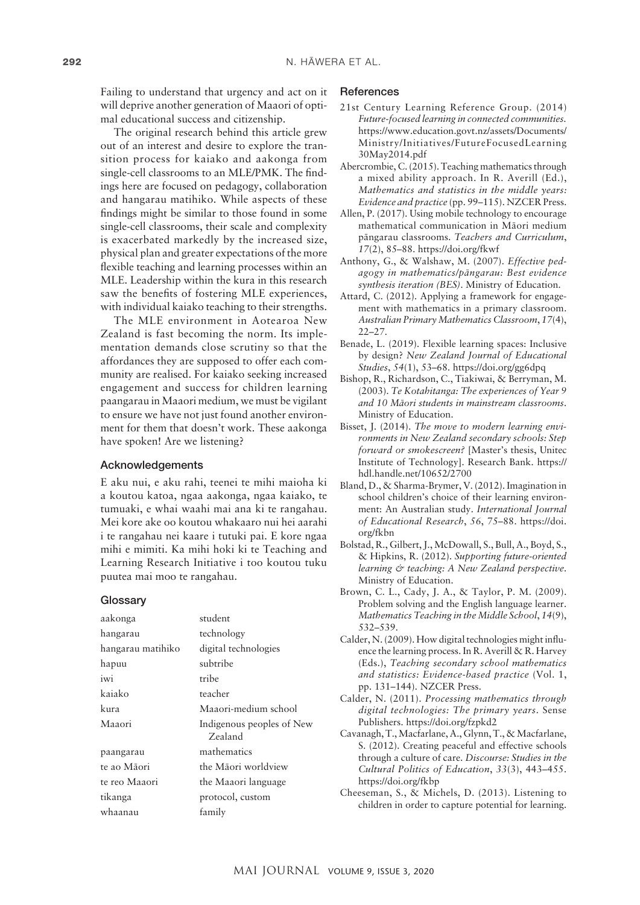Failing to understand that urgency and act on it will deprive another generation of Maaori of optimal educational success and citizenship.

The original research behind this article grew out of an interest and desire to explore the transition process for kaiako and aakonga from single-cell classrooms to an MLE/PMK. The findings here are focused on pedagogy, collaboration and hangarau matihiko. While aspects of these findings might be similar to those found in some single-cell classrooms, their scale and complexity is exacerbated markedly by the increased size, physical plan and greater expectations of the more flexible teaching and learning processes within an MLE. Leadership within the kura in this research saw the benefits of fostering MLE experiences, with individual kaiako teaching to their strengths.

The MLE environment in Aotearoa New Zealand is fast becoming the norm. Its implementation demands close scrutiny so that the affordances they are supposed to offer each community are realised. For kaiako seeking increased engagement and success for children learning paangarau in Maaori medium, we must be vigilant to ensure we have not just found another environment for them that doesn't work. These aakonga have spoken! Are we listening?

## Acknowledgements

E aku nui, e aku rahi, teenei te mihi maioha ki a koutou katoa, ngaa aakonga, ngaa kaiako, te tumuaki, e whai waahi mai ana ki te rangahau. Mei kore ake oo koutou whakaaro nui hei aarahi i te rangahau nei kaare i tutuki pai. E kore ngaa mihi e mimiti. Ka mihi hoki ki te Teaching and Learning Research Initiative i too koutou tuku puutea mai moo te rangahau.

## Glossary

| | |
|---|---|
| aakonga | student |
| hangarau | technology |
| hangarau matihiko | digital technologies |
| hapuu | subtribe |
| iwi | tribe |
| kaiako | teacher |
| kura | Maaori-medium school |
| Maaori | Indigenous peoples of New Zealand |
| paangarau | mathematics |
| te ao Māori | the Māori worldview |
| te reo Maaori | the Maaori language |
| tikanga | protocol, custom |
| whaanau | family |

## References

21st Century Learning Reference Group. (2014) *Future-focused learning in connected communities*. https://www.education.govt.nz/assets/Documents/Ministry/Initiatives/FutureFocusedLearning30May2014.pdf

Abercrombie, C. (2015). Teaching mathematics through a mixed ability approach. In R. Averill (Ed.), *Mathematics and statistics in the middle years: Evidence and practice* (pp. 99–115). NZCER Press.

Allen, P. (2017). Using mobile technology to encourage mathematical communication in Māori medium pāngarau classrooms. *Teachers and Curriculum*, *17*(2), 85–88. https://doi.org/fkwf

Anthony, G., & Walshaw, M. (2007). *Effective pedagogy in mathematics/pāngarau: Best evidence synthesis iteration (BES)*. Ministry of Education.

Attard, C. (2012). Applying a framework for engagement with mathematics in a primary classroom. *Australian Primary Mathematics Classroom*, *17*(4), 22–27.

Benade, L. (2019). Flexible learning spaces: Inclusive by design? *New Zealand Journal of Educational Studies*, *54*(1), 53–68. https://doi.org/gg6dpq

Bishop, R., Richardson, C., Tiakiwai, & Berryman, M. (2003). *Te Kotahitanga: The experiences of Year 9 and 10 Māori students in mainstream classrooms*. Ministry of Education.

Bisset, J. (2014). *The move to modern learning environments in New Zealand secondary schools: Step forward or smokescreen?* [Master's thesis, Unitec Institute of Technology]. Research Bank. https://hdl.handle.net/10652/2700

Bland, D., & Sharma-Brymer, V. (2012). Imagination in school children's choice of their learning environment: An Australian study. *International Journal of Educational Research*, *56*, 75–88. https://doi.org/fkbn

Bolstad, R., Gilbert, J., McDowall, S., Bull, A., Boyd, S., & Hipkins, R. (2012). *Supporting future-oriented learning & teaching: A New Zealand perspective*. Ministry of Education.

Brown, C. L., Cady, J. A., & Taylor, P. M. (2009). Problem solving and the English language learner. *Mathematics Teaching in the Middle School*, *14*(9), 532–539.

Calder, N. (2009). How digital technologies might influence the learning process. In R. Averill & R. Harvey (Eds.), *Teaching secondary school mathematics and statistics: Evidence-based practice* (Vol. 1, pp. 131–144). NZCER Press.

Calder, N. (2011). *Processing mathematics through digital technologies: The primary years*. Sense Publishers. https://doi.org/fzpkd2

Cavanagh, T., Macfarlane, A., Glynn, T., & Macfarlane, S. (2012). Creating peaceful and effective schools through a culture of care. *Discourse: Studies in the Cultural Politics of Education*, *33*(3), 443–455. https://doi.org/fkbp

Cheeseman, S., & Michels, D. (2013). Listening to children in order to capture potential for learning.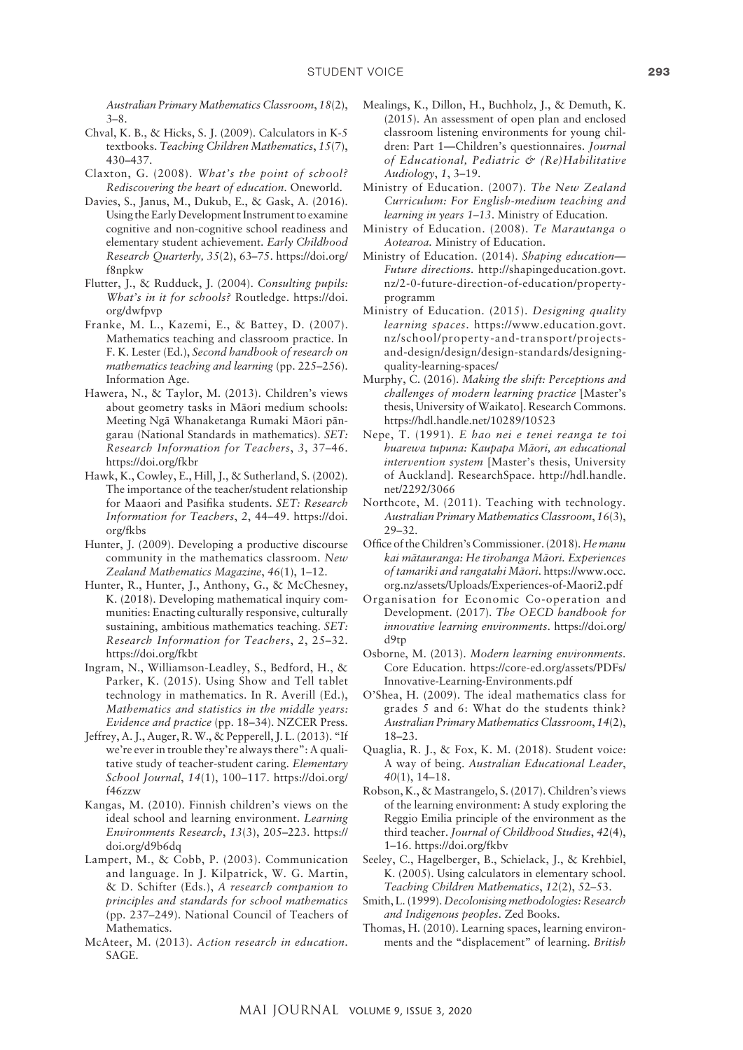*Australian Primary Mathematics Classroom*, *18*(2), 3–8.

Chval, K. B., & Hicks, S. J. (2009). Calculators in K-5 textbooks. *Teaching Children Mathematics*, *15*(7), 430–437.

Claxton, G. (2008). *What's the point of school? Rediscovering the heart of education.* Oneworld.

Davies, S., Janus, M., Dukub, E., & Gask, A. (2016). Using the Early Development Instrument to examine cognitive and non-cognitive school readiness and elementary student achievement. *Early Childhood Research Quarterly, 35*(2), 63–75. https://doi.org/f8npkw

Flutter, J., & Rudduck, J. (2004). *Consulting pupils: What's in it for schools?* Routledge. https://doi.org/dwfpvp

Franke, M. L., Kazemi, E., & Battey, D. (2007). Mathematics teaching and classroom practice. In F. K. Lester (Ed.), *Second handbook of research on mathematics teaching and learning* (pp. 225–256). Information Age.

Hawera, N., & Taylor, M. (2013). Children's views about geometry tasks in Māori medium schools: Meeting Ngā Whanaketanga Rumaki Māori pāngarau (National Standards in mathematics). *SET: Research Information for Teachers*, *3*, 37–46. https://doi.org/fkbr

Hawk, K., Cowley, E., Hill, J., & Sutherland, S. (2002). The importance of the teacher/student relationship for Maaori and Pasifika students. *SET: Research Information for Teachers*, *2*, 44–49. https://doi.org/fkbs

Hunter, J. (2009). Developing a productive discourse community in the mathematics classroom. *New Zealand Mathematics Magazine*, *46*(1), 1–12.

Hunter, R., Hunter, J., Anthony, G., & McChesney, K. (2018). Developing mathematical inquiry communities: Enacting culturally responsive, culturally sustaining, ambitious mathematics teaching. *SET: Research Information for Teachers*, *2*, 25–32. https://doi.org/fkbt

Ingram, N., Williamson-Leadley, S., Bedford, H., & Parker, K. (2015). Using Show and Tell tablet technology in mathematics. In R. Averill (Ed.), *Mathematics and statistics in the middle years: Evidence and practice* (pp. 18–34). NZCER Press.

Jeffrey, A. J., Auger, R. W., & Pepperell, J. L. (2013). "If we're ever in trouble they're always there": A qualitative study of teacher-student caring. *Elementary School Journal*, *14*(1), 100–117. https://doi.org/f46zzw

Kangas, M. (2010). Finnish children's views on the ideal school and learning environment. *Learning Environments Research*, *13*(3), 205–223. https://doi.org/d9b6dq

Lampert, M., & Cobb, P. (2003). Communication and language. In J. Kilpatrick, W. G. Martin, & D. Schifter (Eds.), *A research companion to principles and standards for school mathematics* (pp. 237–249). National Council of Teachers of Mathematics.

McAteer, M. (2013). *Action research in education.* SAGE.

Mealings, K., Dillon, H., Buchholz, J., & Demuth, K. (2015). An assessment of open plan and enclosed classroom listening environments for young children: Part 1—Children's questionnaires. *Journal of Educational, Pediatric & (Re)Habilitative Audiology*, *1*, 3–19.

Ministry of Education. (2007). *The New Zealand Curriculum: For English-medium teaching and learning in years 1–13*. Ministry of Education.

Ministry of Education. (2008). *Te Marautanga o Aotearoa.* Ministry of Education.

Ministry of Education. (2014). *Shaping education—Future directions.* http://shapingeducation.govt.nz/2-0-future-direction-of-education/property-programm

Ministry of Education. (2015). *Designing quality learning spaces*. https://www.education.govt.nz/school/property-and-transport/projects-and-design/design/design-standards/designing-quality-learning-spaces/

Murphy, C. (2016). *Making the shift: Perceptions and challenges of modern learning practice* [Master's thesis, University of Waikato]. Research Commons. https://hdl.handle.net/10289/10523

Nepe, T. (1991). *E hao nei e tenei reanga te toi huarewa tupuna: Kaupapa Māori, an educational intervention system* [Master's thesis, University of Auckland]. ResearchSpace. http://hdl.handle.net/2292/3066

Northcote, M. (2011). Teaching with technology. *Australian Primary Mathematics Classroom*, *16*(3), 29–32.

Office of the Children's Commissioner. (2018). *He manu kai mātauranga: He tirohanga Māori. Experiences of tamariki and rangatahi Māori*. https://www.occ.org.nz/assets/Uploads/Experiences-of-Maori2.pdf

Organisation for Economic Co-operation and Development. (2017). *The OECD handbook for innovative learning environments*. https://doi.org/d9tp

Osborne, M. (2013). *Modern learning environments*. Core Education. https://core-ed.org/assets/PDFs/Innovative-Learning-Environments.pdf

O'Shea, H. (2009). The ideal mathematics class for grades 5 and 6: What do the students think? *Australian Primary Mathematics Classroom*, *14*(2), 18–23.

Quaglia, R. J., & Fox, K. M. (2018). Student voice: A way of being. *Australian Educational Leader*, *40*(1), 14–18.

Robson, K., & Mastrangelo, S. (2017). Children's views of the learning environment: A study exploring the Reggio Emilia principle of the environment as the third teacher. *Journal of Childhood Studies*, *42*(4), 1–16. https://doi.org/fkbv

Seeley, C., Hagelberger, B., Schielack, J., & Krehbiel, K. (2005). Using calculators in elementary school. *Teaching Children Mathematics*, *12*(2), 52–53.

Smith, L. (1999). *Decolonising methodologies: Research and Indigenous peoples*. Zed Books.

Thomas, H. (2010). Learning spaces, learning environments and the "displacement" of learning. *British*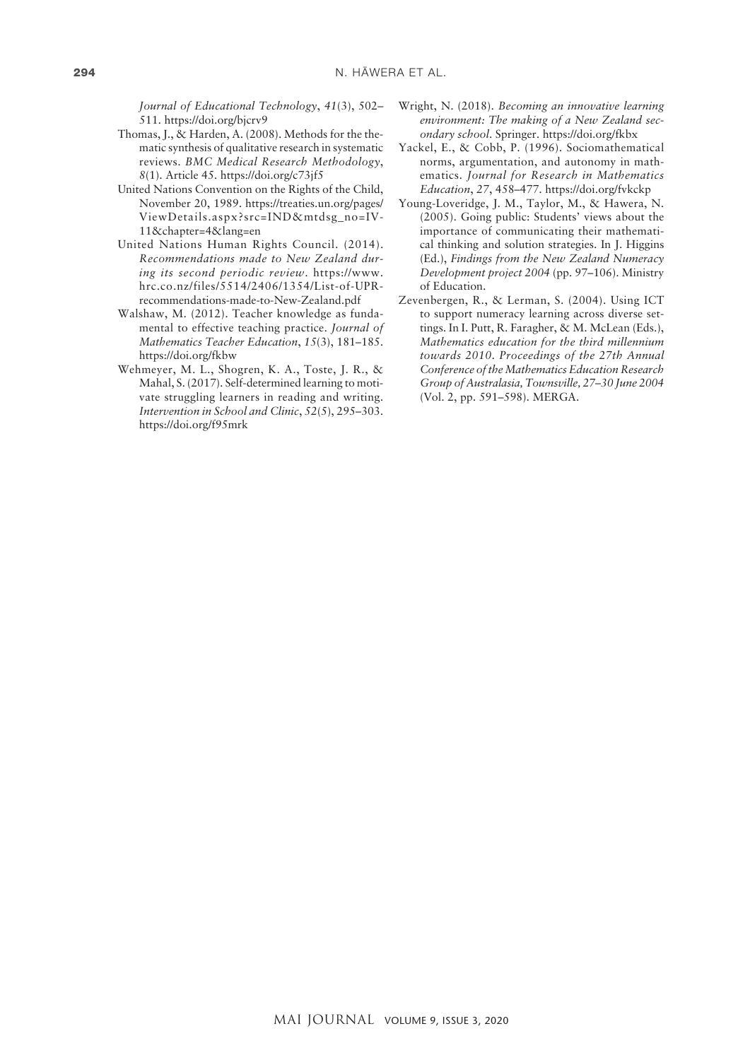*Journal of Educational Technology*, *41*(3), 502–511. https://doi.org/bjcrv9

Thomas, J., & Harden, A. (2008). Methods for the thematic synthesis of qualitative research in systematic reviews. *BMC Medical Research Methodology*, *8*(1). Article 45. https://doi.org/c73jf5

United Nations Convention on the Rights of the Child, November 20, 1989. https://treaties.un.org/pages/ViewDetails.aspx?src=IND&mtdsg_no=IV-11&chapter=4&lang=en

United Nations Human Rights Council. (2014). *Recommendations made to New Zealand during its second periodic review*. https://www.hrc.co.nz/files/5514/2406/1354/List-of-UPR-recommendations-made-to-New-Zealand.pdf

Walshaw, M. (2012). Teacher knowledge as fundamental to effective teaching practice. *Journal of Mathematics Teacher Education*, *15*(3), 181–185. https://doi.org/fkbw

Wehmeyer, M. L., Shogren, K. A., Toste, J. R., & Mahal, S. (2017). Self-determined learning to motivate struggling learners in reading and writing. *Intervention in School and Clinic*, *52*(5), 295–303. https://doi.org/f95mrk

Wright, N. (2018). *Becoming an innovative learning environment: The making of a New Zealand secondary school*. Springer. https://doi.org/fkbx

Yackel, E., & Cobb, P. (1996). Sociomathematical norms, argumentation, and autonomy in mathematics. *Journal for Research in Mathematics Education*, *27*, 458–477. https://doi.org/fvkckp

Young-Loveridge, J. M., Taylor, M., & Hawera, N. (2005). Going public: Students' views about the importance of communicating their mathematical thinking and solution strategies. In J. Higgins (Ed.), *Findings from the New Zealand Numeracy Development project 2004* (pp. 97–106). Ministry of Education.

Zevenbergen, R., & Lerman, S. (2004). Using ICT to support numeracy learning across diverse settings. In I. Putt, R. Faragher, & M. McLean (Eds.), *Mathematics education for the third millennium towards 2010. Proceedings of the 27th Annual Conference of the Mathematics Education Research Group of Australasia, Townsville, 27–30 June 2004* (Vol. 2, pp. 591–598). MERGA.